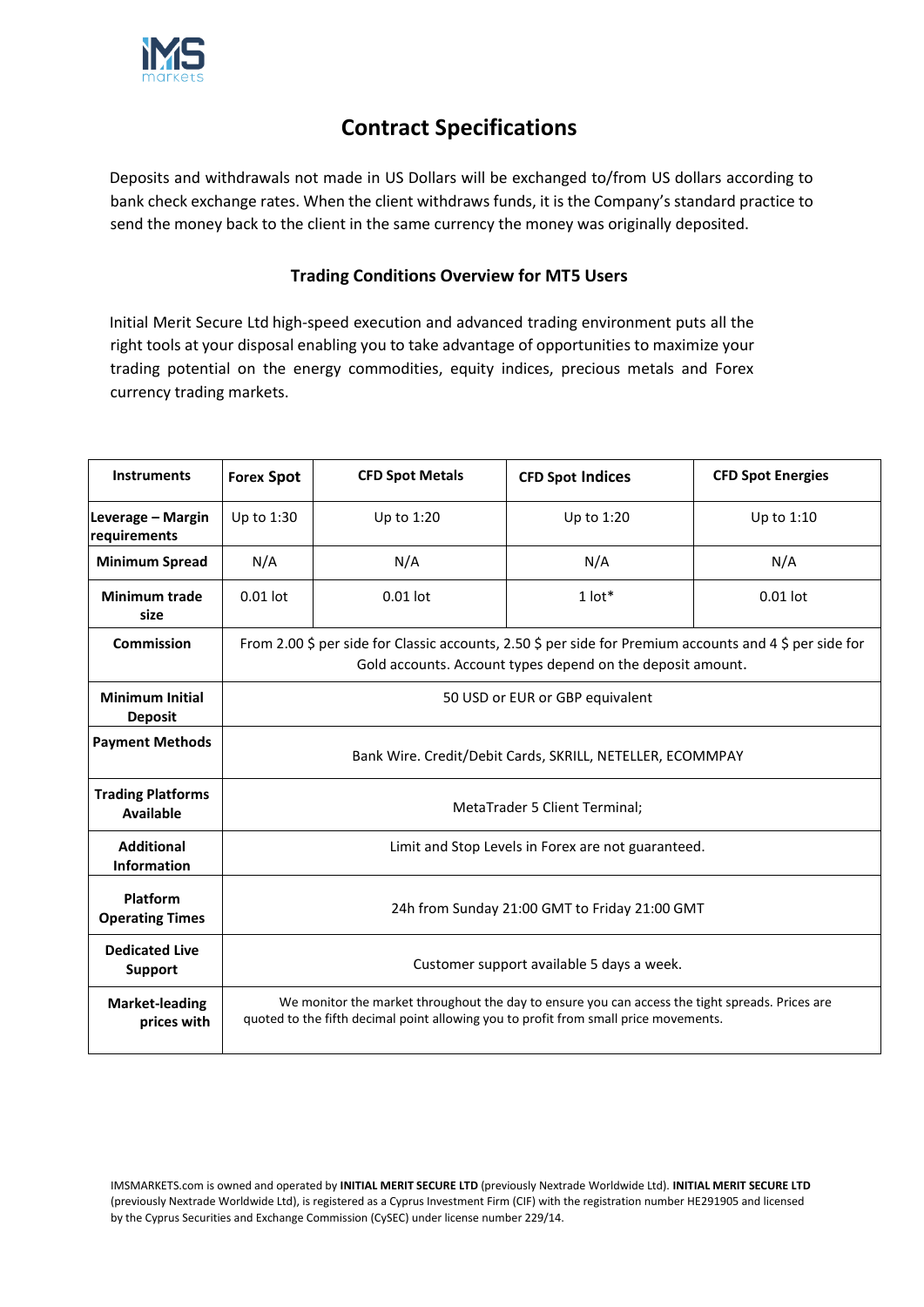# Contract Specifications

Deposits and withdrawals not made in US Dollars will be exchanged to/from US dollars according to bank check exchange rates. When the client withdraws funds, it is the Company's standard practice to send the money back to the client in the same currency the money was originally deposited.

## Trading Conditions Overview for MT5 Users

Initial Merit Secure Ltd high-speed execution and advanced trading environment puts all the right tools at your disposal enabling you to take advantage of opportunities to maximize your trading potential on the energy commodities, equity indices, precious metals and Forex currency trading markets.

| Instruments | Forex Spot | CFD Spot Metals | CFD Spot Indices | CFD Spot Energies |
|---|---|---|---|---|
| Leverage – Margin requirements | Up to 1:30 | Up to 1:20 | Up to 1:20 | Up to 1:10 |
| Minimum Spread | N/A | N/A | N/A | N/A |
| Minimum trade size | 0.01 lot | 0.01 lot | 1 lot* | 0.01 lot |
| Commission | From 2.00 $ per side for Classic accounts, 2.50 $ per side for Premium accounts and 4 $ per side for Gold accounts. Account types depend on the deposit amount. | | | |
| Minimum Initial Deposit | 50 USD or EUR or GBP equivalent | | | |
| Payment Methods | Bank Wire. Credit/Debit Cards, SKRILL, NETELLER, ECOMMPAY | | | |
| Trading Platforms Available | MetaTrader 5 Client Terminal; | | | |
| Additional Information | Limit and Stop Levels in Forex are not guaranteed. | | | |
| Platform Operating Times | 24h from Sunday 21:00 GMT to Friday 21:00 GMT | | | |
| Dedicated Live Support | Customer support available 5 days a week. | | | |
| Market-leading prices with | We monitor the market throughout the day to ensure you can access the tight spreads. Prices are quoted to the fifth decimal point allowing you to profit from small price movements. | | | |

IMSMARKETS.com is owned and operated by **INITIAL MERIT SECURE LTD** (previously Nextrade Worldwide Ltd). **INITIAL MERIT SECURE LTD** (previously Nextrade Worldwide Ltd), is registered as a Cyprus Investment Firm (CIF) with the registration number HE291905 and licensed by the Cyprus Securities and Exchange Commission (CySEC) under license number 229/14.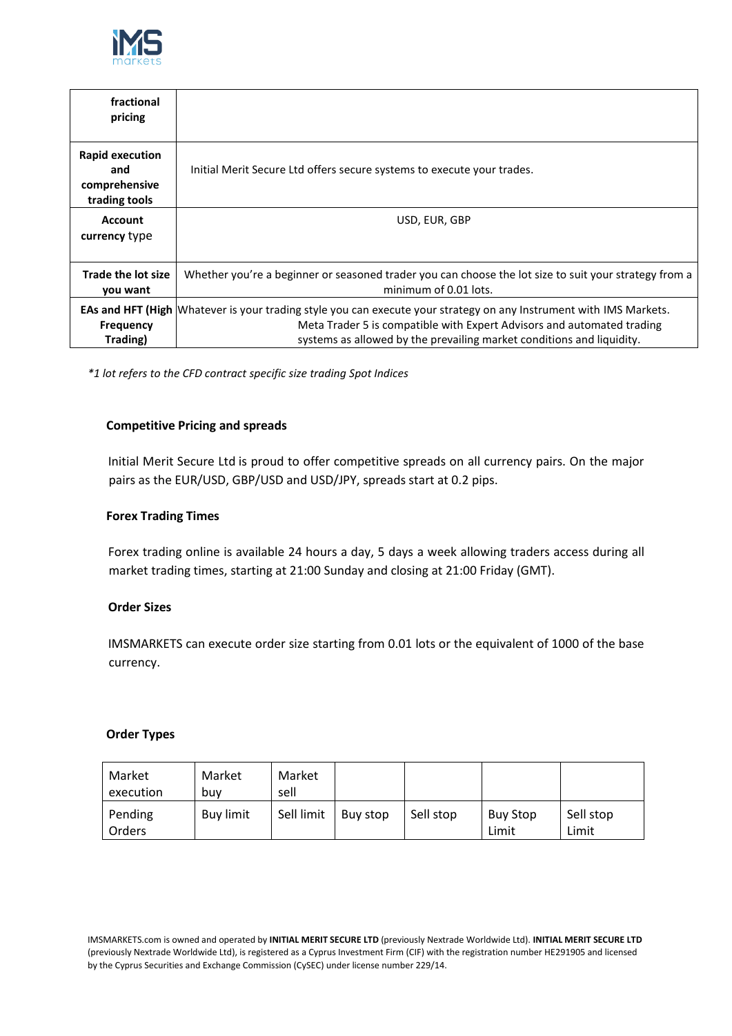| | |
|---|---|
| **fractional pricing** | |
| **Rapid execution and comprehensive trading tools** | Initial Merit Secure Ltd offers secure systems to execute your trades. |
| **Account currency** type | USD, EUR, GBP |
| **Trade the lot size you want** | Whether you're a beginner or seasoned trader you can choose the lot size to suit your strategy from a minimum of 0.01 lots. |
| **EAs and HFT (High Frequency Trading)** | Whatever is your trading style you can execute your strategy on any Instrument with IMS Markets. Meta Trader 5 is compatible with Expert Advisors and automated trading systems as allowed by the prevailing market conditions and liquidity. |

*\*1 lot refers to the CFD contract specific size trading Spot Indices*

**Competitive Pricing and spreads**

Initial Merit Secure Ltd is proud to offer competitive spreads on all currency pairs. On the major pairs as the EUR/USD, GBP/USD and USD/JPY, spreads start at 0.2 pips.

**Forex Trading Times**

Forex trading online is available 24 hours a day, 5 days a week allowing traders access during all market trading times, starting at 21:00 Sunday and closing at 21:00 Friday (GMT).

**Order Sizes**

IMSMARKETS can execute order size starting from 0.01 lots or the equivalent of 1000 of the base currency.

**Order Types**

| | | | | | | |
|---|---|---|---|---|---|---|
| Market execution | Market buy | Market sell | | | | |
| Pending Orders | Buy limit | Sell limit | Buy stop | Sell stop | Buy Stop Limit | Sell stop Limit |

IMSMARKETS.com is owned and operated by **INITIAL MERIT SECURE LTD** (previously Nextrade Worldwide Ltd). **INITIAL MERIT SECURE LTD** (previously Nextrade Worldwide Ltd), is registered as a Cyprus Investment Firm (CIF) with the registration number HE291905 and licensed by the Cyprus Securities and Exchange Commission (CySEC) under license number 229/14.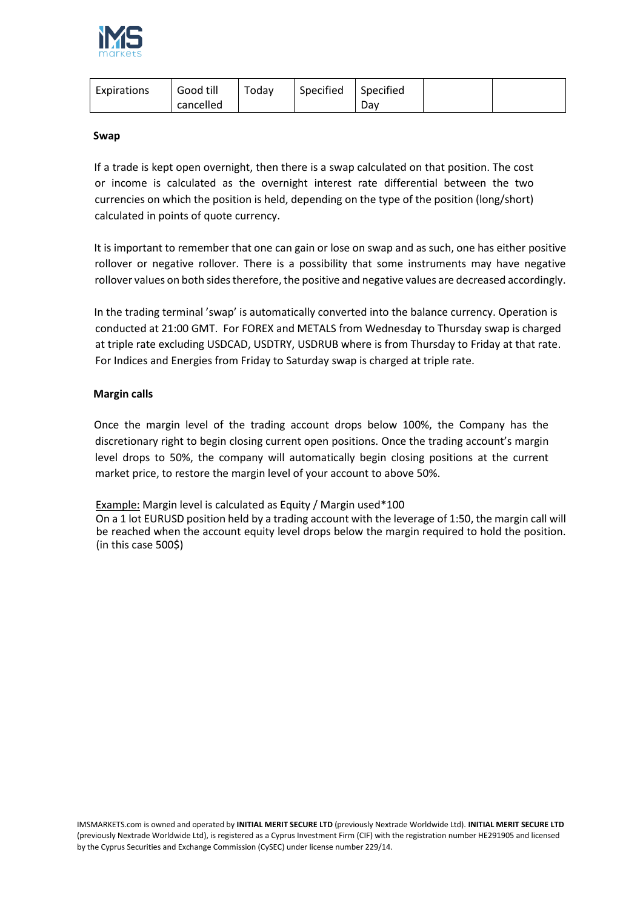| Expirations | Good till cancelled | Today | Specified | Specified Day | | |
|---|---|---|---|---|---|---|

**Swap**

If a trade is kept open overnight, then there is a swap calculated on that position. The cost or income is calculated as the overnight interest rate differential between the two currencies on which the position is held, depending on the type of the position (long/short) calculated in points of quote currency.

It is important to remember that one can gain or lose on swap and as such, one has either positive rollover or negative rollover. There is a possibility that some instruments may have negative rollover values on both sides therefore, the positive and negative values are decreased accordingly.

In the trading terminal 'swap' is automatically converted into the balance currency. Operation is conducted at 21:00 GMT. For FOREX and METALS from Wednesday to Thursday swap is charged at triple rate excluding USDCAD, USDTRY, USDRUB where is from Thursday to Friday at that rate. For Indices and Energies from Friday to Saturday swap is charged at triple rate.

**Margin calls**

Once the margin level of the trading account drops below 100%, the Company has the discretionary right to begin closing current open positions. Once the trading account's margin level drops to 50%, the company will automatically begin closing positions at the current market price, to restore the margin level of your account to above 50%.

Example: Margin level is calculated as Equity / Margin used*100
On a 1 lot EURUSD position held by a trading account with the leverage of 1:50, the margin call will be reached when the account equity level drops below the margin required to hold the position. (in this case 500$)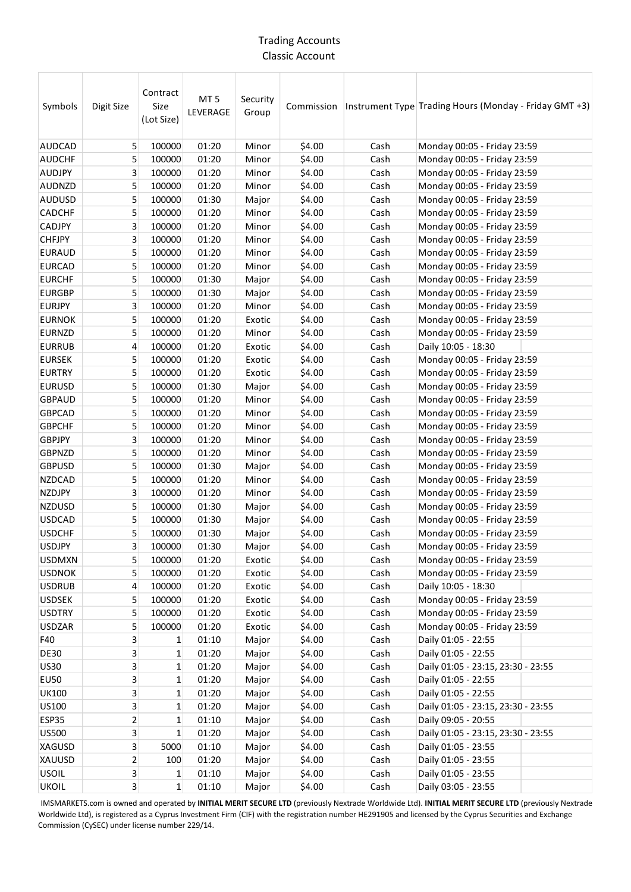# Trading Accounts

## Classic Account

| Symbols | Digit Size | Contract Size (Lot Size) | MT 5 LEVERAGE | Security Group | Commission | Instrument Type | Trading Hours (Monday - Friday GMT +3) |
|---|---|---|---|---|---|---|---|
| AUDCAD | 5 | 100000 | 01:20 | Minor | $4.00 | Cash | Monday 00:05 - Friday 23:59 |
| AUDCHF | 5 | 100000 | 01:20 | Minor | $4.00 | Cash | Monday 00:05 - Friday 23:59 |
| AUDJPY | 3 | 100000 | 01:20 | Minor | $4.00 | Cash | Monday 00:05 - Friday 23:59 |
| AUDNZD | 5 | 100000 | 01:20 | Minor | $4.00 | Cash | Monday 00:05 - Friday 23:59 |
| AUDUSD | 5 | 100000 | 01:30 | Major | $4.00 | Cash | Monday 00:05 - Friday 23:59 |
| CADCHF | 5 | 100000 | 01:20 | Minor | $4.00 | Cash | Monday 00:05 - Friday 23:59 |
| CADJPY | 3 | 100000 | 01:20 | Minor | $4.00 | Cash | Monday 00:05 - Friday 23:59 |
| CHFJPY | 3 | 100000 | 01:20 | Minor | $4.00 | Cash | Monday 00:05 - Friday 23:59 |
| EURAUD | 5 | 100000 | 01:20 | Minor | $4.00 | Cash | Monday 00:05 - Friday 23:59 |
| EURCAD | 5 | 100000 | 01:20 | Minor | $4.00 | Cash | Monday 00:05 - Friday 23:59 |
| EURCHF | 5 | 100000 | 01:30 | Major | $4.00 | Cash | Monday 00:05 - Friday 23:59 |
| EURGBP | 5 | 100000 | 01:30 | Major | $4.00 | Cash | Monday 00:05 - Friday 23:59 |
| EURJPY | 3 | 100000 | 01:20 | Minor | $4.00 | Cash | Monday 00:05 - Friday 23:59 |
| EURNOK | 5 | 100000 | 01:20 | Exotic | $4.00 | Cash | Monday 00:05 - Friday 23:59 |
| EURNZD | 5 | 100000 | 01:20 | Minor | $4.00 | Cash | Monday 00:05 - Friday 23:59 |
| EURRUB | 4 | 100000 | 01:20 | Exotic | $4.00 | Cash | Daily 10:05 - 18:30 |
| EURSEK | 5 | 100000 | 01:20 | Exotic | $4.00 | Cash | Monday 00:05 - Friday 23:59 |
| EURTRY | 5 | 100000 | 01:20 | Exotic | $4.00 | Cash | Monday 00:05 - Friday 23:59 |
| EURUSD | 5 | 100000 | 01:30 | Major | $4.00 | Cash | Monday 00:05 - Friday 23:59 |
| GBPAUD | 5 | 100000 | 01:20 | Minor | $4.00 | Cash | Monday 00:05 - Friday 23:59 |
| GBPCAD | 5 | 100000 | 01:20 | Minor | $4.00 | Cash | Monday 00:05 - Friday 23:59 |
| GBPCHF | 5 | 100000 | 01:20 | Minor | $4.00 | Cash | Monday 00:05 - Friday 23:59 |
| GBPJPY | 3 | 100000 | 01:20 | Minor | $4.00 | Cash | Monday 00:05 - Friday 23:59 |
| GBPNZD | 5 | 100000 | 01:20 | Minor | $4.00 | Cash | Monday 00:05 - Friday 23:59 |
| GBPUSD | 5 | 100000 | 01:30 | Major | $4.00 | Cash | Monday 00:05 - Friday 23:59 |
| NZDCAD | 5 | 100000 | 01:20 | Minor | $4.00 | Cash | Monday 00:05 - Friday 23:59 |
| NZDJPY | 3 | 100000 | 01:20 | Minor | $4.00 | Cash | Monday 00:05 - Friday 23:59 |
| NZDUSD | 5 | 100000 | 01:30 | Major | $4.00 | Cash | Monday 00:05 - Friday 23:59 |
| USDCAD | 5 | 100000 | 01:30 | Major | $4.00 | Cash | Monday 00:05 - Friday 23:59 |
| USDCHF | 5 | 100000 | 01:30 | Major | $4.00 | Cash | Monday 00:05 - Friday 23:59 |
| USDJPY | 3 | 100000 | 01:30 | Major | $4.00 | Cash | Monday 00:05 - Friday 23:59 |
| USDMXN | 5 | 100000 | 01:20 | Exotic | $4.00 | Cash | Monday 00:05 - Friday 23:59 |
| USDNOK | 5 | 100000 | 01:20 | Exotic | $4.00 | Cash | Monday 00:05 - Friday 23:59 |
| USDRUB | 4 | 100000 | 01:20 | Exotic | $4.00 | Cash | Daily 10:05 - 18:30 |
| USDSEK | 5 | 100000 | 01:20 | Exotic | $4.00 | Cash | Monday 00:05 - Friday 23:59 |
| USDTRY | 5 | 100000 | 01:20 | Exotic | $4.00 | Cash | Monday 00:05 - Friday 23:59 |
| USDZAR | 5 | 100000 | 01:20 | Exotic | $4.00 | Cash | Monday 00:05 - Friday 23:59 |
| F40 | 3 | 1 | 01:10 | Major | $4.00 | Cash | Daily 01:05 - 22:55 |
| DE30 | 3 | 1 | 01:20 | Major | $4.00 | Cash | Daily 01:05 - 22:55 |
| US30 | 3 | 1 | 01:20 | Major | $4.00 | Cash | Daily 01:05 - 23:15, 23:30 - 23:55 |
| EU50 | 3 | 1 | 01:20 | Major | $4.00 | Cash | Daily 01:05 - 22:55 |
| UK100 | 3 | 1 | 01:20 | Major | $4.00 | Cash | Daily 01:05 - 22:55 |
| US100 | 3 | 1 | 01:20 | Major | $4.00 | Cash | Daily 01:05 - 23:15, 23:30 - 23:55 |
| ESP35 | 2 | 1 | 01:10 | Major | $4.00 | Cash | Daily 09:05 - 20:55 |
| US500 | 3 | 1 | 01:20 | Major | $4.00 | Cash | Daily 01:05 - 23:15, 23:30 - 23:55 |
| XAGUSD | 3 | 5000 | 01:10 | Major | $4.00 | Cash | Daily 01:05 - 23:55 |
| XAUUSD | 2 | 100 | 01:20 | Major | $4.00 | Cash | Daily 01:05 - 23:55 |
| USOIL | 3 | 1 | 01:10 | Major | $4.00 | Cash | Daily 01:05 - 23:55 |
| UKOIL | 3 | 1 | 01:10 | Major | $4.00 | Cash | Daily 03:05 - 23:55 |

IMSMARKETS.com is owned and operated by **INITIAL MERIT SECURE LTD** (previously Nextrade Worldwide Ltd). **INITIAL MERIT SECURE LTD** (previously Nextrade Worldwide Ltd), is registered as a Cyprus Investment Firm (CIF) with the registration number HE291905 and licensed by the Cyprus Securities and Exchange Commission (CySEC) under license number 229/14.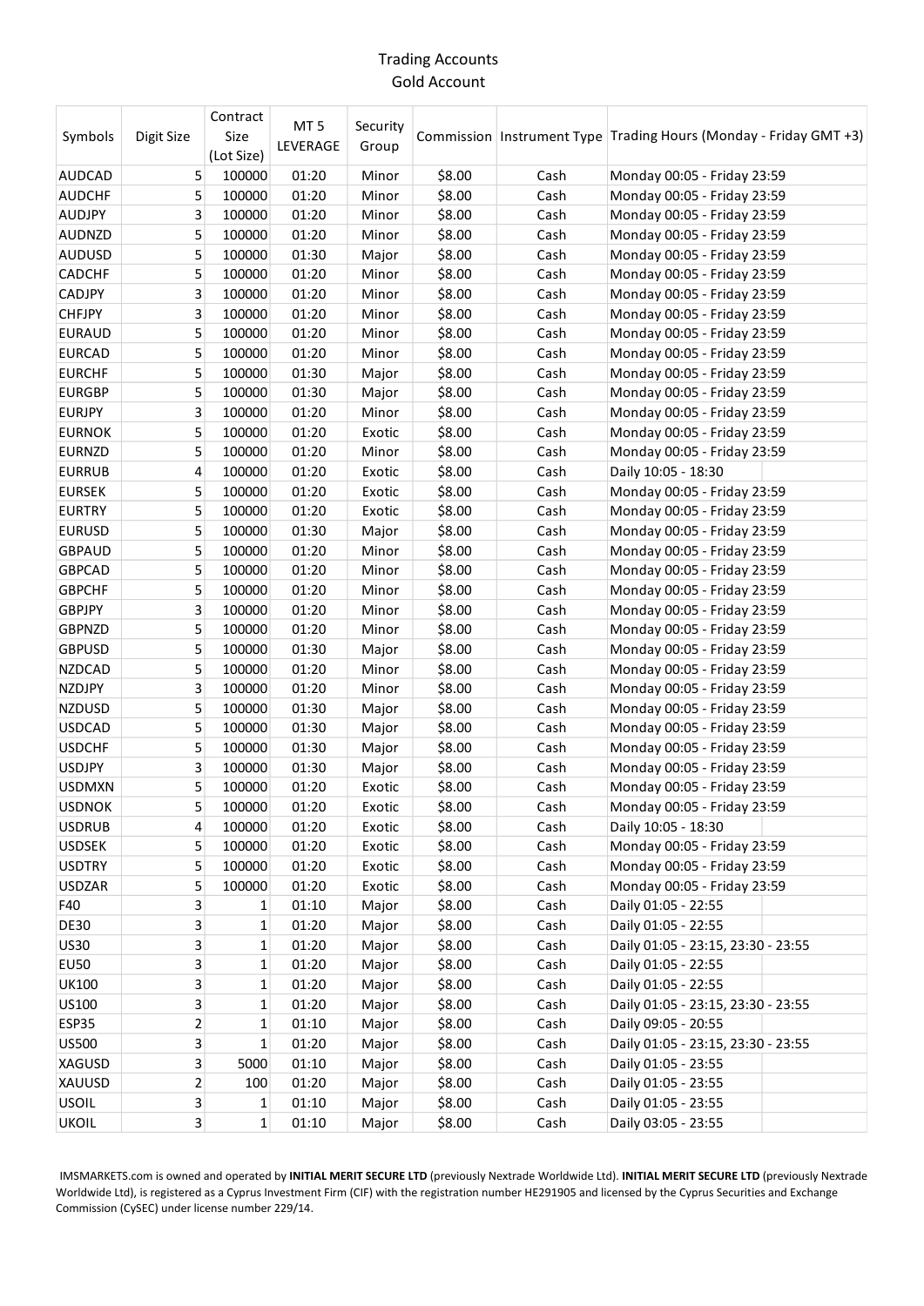# Trading Accounts

## Gold Account

| Symbols | Digit Size | Contract Size (Lot Size) | MT 5 LEVERAGE | Security Group | Commission | Instrument Type | Trading Hours (Monday - Friday GMT +3) |
|---|---|---|---|---|---|---|---|
| AUDCAD | 5 | 100000 | 01:20 | Minor | $8.00 | Cash | Monday 00:05 - Friday 23:59 |
| AUDCHF | 5 | 100000 | 01:20 | Minor | $8.00 | Cash | Monday 00:05 - Friday 23:59 |
| AUDJPY | 3 | 100000 | 01:20 | Minor | $8.00 | Cash | Monday 00:05 - Friday 23:59 |
| AUDNZD | 5 | 100000 | 01:20 | Minor | $8.00 | Cash | Monday 00:05 - Friday 23:59 |
| AUDUSD | 5 | 100000 | 01:30 | Major | $8.00 | Cash | Monday 00:05 - Friday 23:59 |
| CADCHF | 5 | 100000 | 01:20 | Minor | $8.00 | Cash | Monday 00:05 - Friday 23:59 |
| CADJPY | 3 | 100000 | 01:20 | Minor | $8.00 | Cash | Monday 00:05 - Friday 23:59 |
| CHFJPY | 3 | 100000 | 01:20 | Minor | $8.00 | Cash | Monday 00:05 - Friday 23:59 |
| EURAUD | 5 | 100000 | 01:20 | Minor | $8.00 | Cash | Monday 00:05 - Friday 23:59 |
| EURCAD | 5 | 100000 | 01:20 | Minor | $8.00 | Cash | Monday 00:05 - Friday 23:59 |
| EURCHF | 5 | 100000 | 01:30 | Major | $8.00 | Cash | Monday 00:05 - Friday 23:59 |
| EURGBP | 5 | 100000 | 01:30 | Major | $8.00 | Cash | Monday 00:05 - Friday 23:59 |
| EURJPY | 3 | 100000 | 01:20 | Minor | $8.00 | Cash | Monday 00:05 - Friday 23:59 |
| EURNOK | 5 | 100000 | 01:20 | Exotic | $8.00 | Cash | Monday 00:05 - Friday 23:59 |
| EURNZD | 5 | 100000 | 01:20 | Minor | $8.00 | Cash | Monday 00:05 - Friday 23:59 |
| EURRUB | 4 | 100000 | 01:20 | Exotic | $8.00 | Cash | Daily 10:05 - 18:30 |
| EURSEK | 5 | 100000 | 01:20 | Exotic | $8.00 | Cash | Monday 00:05 - Friday 23:59 |
| EURTRY | 5 | 100000 | 01:20 | Exotic | $8.00 | Cash | Monday 00:05 - Friday 23:59 |
| EURUSD | 5 | 100000 | 01:30 | Major | $8.00 | Cash | Monday 00:05 - Friday 23:59 |
| GBPAUD | 5 | 100000 | 01:20 | Minor | $8.00 | Cash | Monday 00:05 - Friday 23:59 |
| GBPCAD | 5 | 100000 | 01:20 | Minor | $8.00 | Cash | Monday 00:05 - Friday 23:59 |
| GBPCHF | 5 | 100000 | 01:20 | Minor | $8.00 | Cash | Monday 00:05 - Friday 23:59 |
| GBPJPY | 3 | 100000 | 01:20 | Minor | $8.00 | Cash | Monday 00:05 - Friday 23:59 |
| GBPNZD | 5 | 100000 | 01:20 | Minor | $8.00 | Cash | Monday 00:05 - Friday 23:59 |
| GBPUSD | 5 | 100000 | 01:30 | Major | $8.00 | Cash | Monday 00:05 - Friday 23:59 |
| NZDCAD | 5 | 100000 | 01:20 | Minor | $8.00 | Cash | Monday 00:05 - Friday 23:59 |
| NZDJPY | 3 | 100000 | 01:20 | Minor | $8.00 | Cash | Monday 00:05 - Friday 23:59 |
| NZDUSD | 5 | 100000 | 01:30 | Major | $8.00 | Cash | Monday 00:05 - Friday 23:59 |
| USDCAD | 5 | 100000 | 01:30 | Major | $8.00 | Cash | Monday 00:05 - Friday 23:59 |
| USDCHF | 5 | 100000 | 01:30 | Major | $8.00 | Cash | Monday 00:05 - Friday 23:59 |
| USDJPY | 3 | 100000 | 01:30 | Major | $8.00 | Cash | Monday 00:05 - Friday 23:59 |
| USDMXN | 5 | 100000 | 01:20 | Exotic | $8.00 | Cash | Monday 00:05 - Friday 23:59 |
| USDNOK | 5 | 100000 | 01:20 | Exotic | $8.00 | Cash | Monday 00:05 - Friday 23:59 |
| USDRUB | 4 | 100000 | 01:20 | Exotic | $8.00 | Cash | Daily 10:05 - 18:30 |
| USDSEK | 5 | 100000 | 01:20 | Exotic | $8.00 | Cash | Monday 00:05 - Friday 23:59 |
| USDTRY | 5 | 100000 | 01:20 | Exotic | $8.00 | Cash | Monday 00:05 - Friday 23:59 |
| USDZAR | 5 | 100000 | 01:20 | Exotic | $8.00 | Cash | Monday 00:05 - Friday 23:59 |
| F40 | 3 | 1 | 01:10 | Major | $8.00 | Cash | Daily 01:05 - 22:55 |
| DE30 | 3 | 1 | 01:20 | Major | $8.00 | Cash | Daily 01:05 - 22:55 |
| US30 | 3 | 1 | 01:20 | Major | $8.00 | Cash | Daily 01:05 - 23:15, 23:30 - 23:55 |
| EU50 | 3 | 1 | 01:20 | Major | $8.00 | Cash | Daily 01:05 - 22:55 |
| UK100 | 3 | 1 | 01:20 | Major | $8.00 | Cash | Daily 01:05 - 22:55 |
| US100 | 3 | 1 | 01:20 | Major | $8.00 | Cash | Daily 01:05 - 23:15, 23:30 - 23:55 |
| ESP35 | 2 | 1 | 01:10 | Major | $8.00 | Cash | Daily 09:05 - 20:55 |
| US500 | 3 | 1 | 01:20 | Major | $8.00 | Cash | Daily 01:05 - 23:15, 23:30 - 23:55 |
| XAGUSD | 3 | 5000 | 01:10 | Major | $8.00 | Cash | Daily 01:05 - 23:55 |
| XAUUSD | 2 | 100 | 01:20 | Major | $8.00 | Cash | Daily 01:05 - 23:55 |
| USOIL | 3 | 1 | 01:10 | Major | $8.00 | Cash | Daily 01:05 - 23:55 |
| UKOIL | 3 | 1 | 01:10 | Major | $8.00 | Cash | Daily 03:05 - 23:55 |

IMSMARKETS.com is owned and operated by **INITIAL MERIT SECURE LTD** (previously Nextrade Worldwide Ltd). **INITIAL MERIT SECURE LTD** (previously Nextrade Worldwide Ltd), is registered as a Cyprus Investment Firm (CIF) with the registration number HE291905 and licensed by the Cyprus Securities and Exchange Commission (CySEC) under license number 229/14.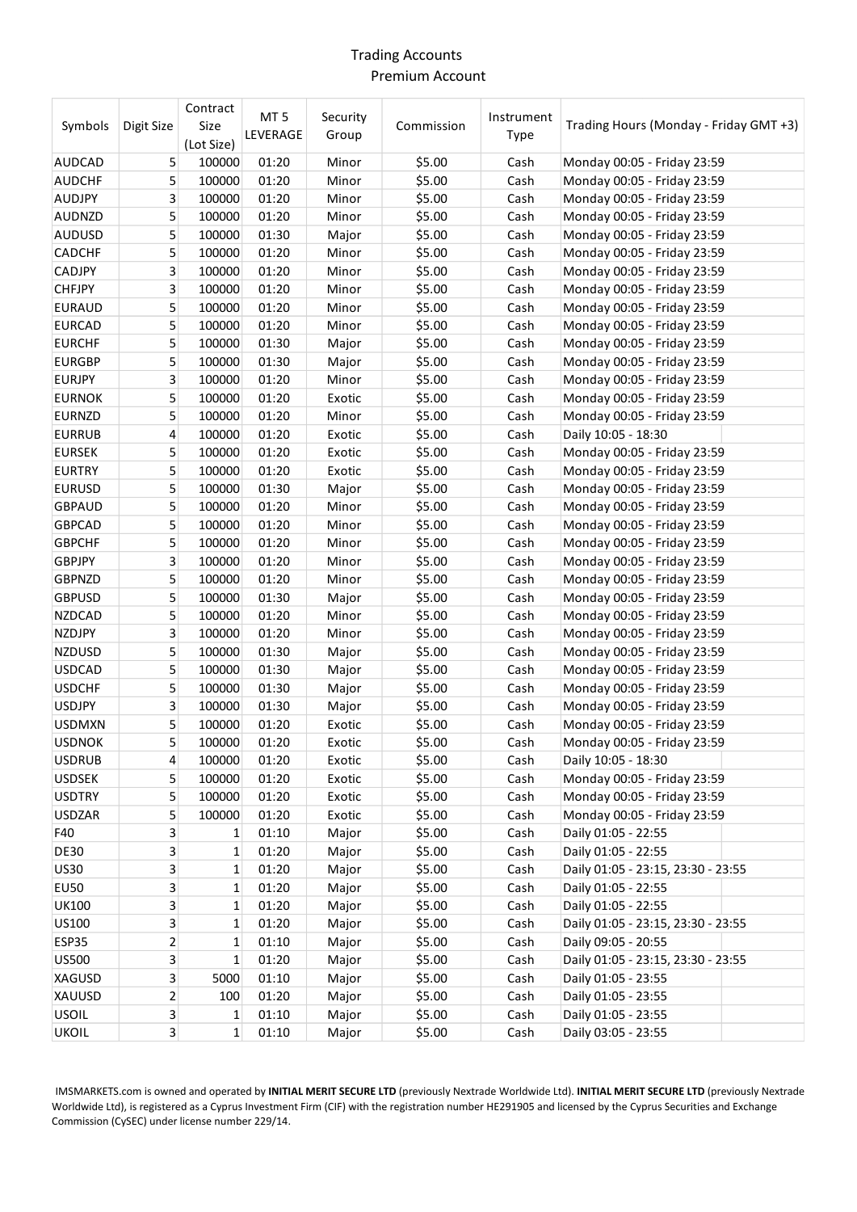# Trading Accounts

## Premium Account

| Symbols | Digit Size | Contract Size (Lot Size) | MT 5 LEVERAGE | Security Group | Commission | Instrument Type | Trading Hours (Monday - Friday GMT +3) |
|---|---|---|---|---|---|---|---|
| AUDCAD | 5 | 100000 | 01:20 | Minor | $5.00 | Cash | Monday 00:05 - Friday 23:59 |
| AUDCHF | 5 | 100000 | 01:20 | Minor | $5.00 | Cash | Monday 00:05 - Friday 23:59 |
| AUDJPY | 3 | 100000 | 01:20 | Minor | $5.00 | Cash | Monday 00:05 - Friday 23:59 |
| AUDNZD | 5 | 100000 | 01:20 | Minor | $5.00 | Cash | Monday 00:05 - Friday 23:59 |
| AUDUSD | 5 | 100000 | 01:30 | Major | $5.00 | Cash | Monday 00:05 - Friday 23:59 |
| CADCHF | 5 | 100000 | 01:20 | Minor | $5.00 | Cash | Monday 00:05 - Friday 23:59 |
| CADJPY | 3 | 100000 | 01:20 | Minor | $5.00 | Cash | Monday 00:05 - Friday 23:59 |
| CHFJPY | 3 | 100000 | 01:20 | Minor | $5.00 | Cash | Monday 00:05 - Friday 23:59 |
| EURAUD | 5 | 100000 | 01:20 | Minor | $5.00 | Cash | Monday 00:05 - Friday 23:59 |
| EURCAD | 5 | 100000 | 01:20 | Minor | $5.00 | Cash | Monday 00:05 - Friday 23:59 |
| EURCHF | 5 | 100000 | 01:30 | Major | $5.00 | Cash | Monday 00:05 - Friday 23:59 |
| EURGBP | 5 | 100000 | 01:30 | Major | $5.00 | Cash | Monday 00:05 - Friday 23:59 |
| EURJPY | 3 | 100000 | 01:20 | Minor | $5.00 | Cash | Monday 00:05 - Friday 23:59 |
| EURNOK | 5 | 100000 | 01:20 | Exotic | $5.00 | Cash | Monday 00:05 - Friday 23:59 |
| EURNZD | 5 | 100000 | 01:20 | Minor | $5.00 | Cash | Monday 00:05 - Friday 23:59 |
| EURRUB | 4 | 100000 | 01:20 | Exotic | $5.00 | Cash | Daily 10:05 - 18:30 |
| EURSEK | 5 | 100000 | 01:20 | Exotic | $5.00 | Cash | Monday 00:05 - Friday 23:59 |
| EURTRY | 5 | 100000 | 01:20 | Exotic | $5.00 | Cash | Monday 00:05 - Friday 23:59 |
| EURUSD | 5 | 100000 | 01:30 | Major | $5.00 | Cash | Monday 00:05 - Friday 23:59 |
| GBPAUD | 5 | 100000 | 01:20 | Minor | $5.00 | Cash | Monday 00:05 - Friday 23:59 |
| GBPCAD | 5 | 100000 | 01:20 | Minor | $5.00 | Cash | Monday 00:05 - Friday 23:59 |
| GBPCHF | 5 | 100000 | 01:20 | Minor | $5.00 | Cash | Monday 00:05 - Friday 23:59 |
| GBPJPY | 3 | 100000 | 01:20 | Minor | $5.00 | Cash | Monday 00:05 - Friday 23:59 |
| GBPNZD | 5 | 100000 | 01:20 | Minor | $5.00 | Cash | Monday 00:05 - Friday 23:59 |
| GBPUSD | 5 | 100000 | 01:30 | Major | $5.00 | Cash | Monday 00:05 - Friday 23:59 |
| NZDCAD | 5 | 100000 | 01:20 | Minor | $5.00 | Cash | Monday 00:05 - Friday 23:59 |
| NZDJPY | 3 | 100000 | 01:20 | Minor | $5.00 | Cash | Monday 00:05 - Friday 23:59 |
| NZDUSD | 5 | 100000 | 01:30 | Major | $5.00 | Cash | Monday 00:05 - Friday 23:59 |
| USDCAD | 5 | 100000 | 01:30 | Major | $5.00 | Cash | Monday 00:05 - Friday 23:59 |
| USDCHF | 5 | 100000 | 01:30 | Major | $5.00 | Cash | Monday 00:05 - Friday 23:59 |
| USDJPY | 3 | 100000 | 01:30 | Major | $5.00 | Cash | Monday 00:05 - Friday 23:59 |
| USDMXN | 5 | 100000 | 01:20 | Exotic | $5.00 | Cash | Monday 00:05 - Friday 23:59 |
| USDNOK | 5 | 100000 | 01:20 | Exotic | $5.00 | Cash | Monday 00:05 - Friday 23:59 |
| USDRUB | 4 | 100000 | 01:20 | Exotic | $5.00 | Cash | Daily 10:05 - 18:30 |
| USDSEK | 5 | 100000 | 01:20 | Exotic | $5.00 | Cash | Monday 00:05 - Friday 23:59 |
| USDTRY | 5 | 100000 | 01:20 | Exotic | $5.00 | Cash | Monday 00:05 - Friday 23:59 |
| USDZAR | 5 | 100000 | 01:20 | Exotic | $5.00 | Cash | Monday 00:05 - Friday 23:59 |
| F40 | 3 | 1 | 01:10 | Major | $5.00 | Cash | Daily 01:05 - 22:55 |
| DE30 | 3 | 1 | 01:20 | Major | $5.00 | Cash | Daily 01:05 - 22:55 |
| US30 | 3 | 1 | 01:20 | Major | $5.00 | Cash | Daily 01:05 - 23:15, 23:30 - 23:55 |
| EU50 | 3 | 1 | 01:20 | Major | $5.00 | Cash | Daily 01:05 - 22:55 |
| UK100 | 3 | 1 | 01:20 | Major | $5.00 | Cash | Daily 01:05 - 22:55 |
| US100 | 3 | 1 | 01:20 | Major | $5.00 | Cash | Daily 01:05 - 23:15, 23:30 - 23:55 |
| ESP35 | 2 | 1 | 01:10 | Major | $5.00 | Cash | Daily 09:05 - 20:55 |
| US500 | 3 | 1 | 01:20 | Major | $5.00 | Cash | Daily 01:05 - 23:15, 23:30 - 23:55 |
| XAGUSD | 3 | 5000 | 01:10 | Major | $5.00 | Cash | Daily 01:05 - 23:55 |
| XAUUSD | 2 | 100 | 01:20 | Major | $5.00 | Cash | Daily 01:05 - 23:55 |
| USOIL | 3 | 1 | 01:10 | Major | $5.00 | Cash | Daily 01:05 - 23:55 |
| UKOIL | 3 | 1 | 01:10 | Major | $5.00 | Cash | Daily 03:05 - 23:55 |

IMSMARKETS.com is owned and operated by **INITIAL MERIT SECURE LTD** (previously Nextrade Worldwide Ltd). **INITIAL MERIT SECURE LTD** (previously Nextrade Worldwide Ltd), is registered as a Cyprus Investment Firm (CIF) with the registration number HE291905 and licensed by the Cyprus Securities and Exchange Commission (CySEC) under license number 229/14.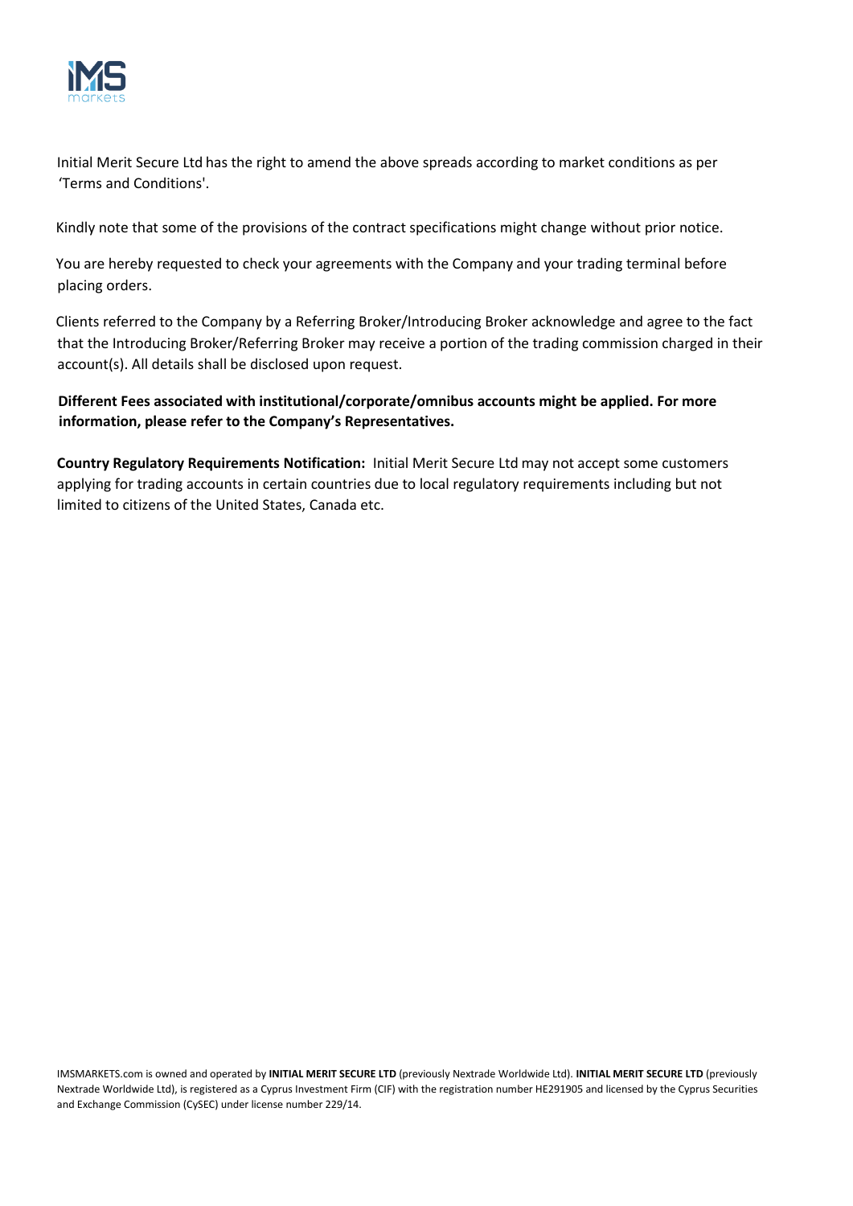Initial Merit Secure Ltd has the right to amend the above spreads according to market conditions as per 'Terms and Conditions'.

Kindly note that some of the provisions of the contract specifications might change without prior notice.

You are hereby requested to check your agreements with the Company and your trading terminal before placing orders.

Clients referred to the Company by a Referring Broker/Introducing Broker acknowledge and agree to the fact that the Introducing Broker/Referring Broker may receive a portion of the trading commission charged in their account(s). All details shall be disclosed upon request.

**Different Fees associated with institutional/corporate/omnibus accounts might be applied. For more information, please refer to the Company's Representatives.**

**Country Regulatory Requirements Notification:** Initial Merit Secure Ltd may not accept some customers applying for trading accounts in certain countries due to local regulatory requirements including but not limited to citizens of the United States, Canada etc.

IMSMARKETS.com is owned and operated by **INITIAL MERIT SECURE LTD** (previously Nextrade Worldwide Ltd). **INITIAL MERIT SECURE LTD** (previously Nextrade Worldwide Ltd), is registered as a Cyprus Investment Firm (CIF) with the registration number HE291905 and licensed by the Cyprus Securities and Exchange Commission (CySEC) under license number 229/14.